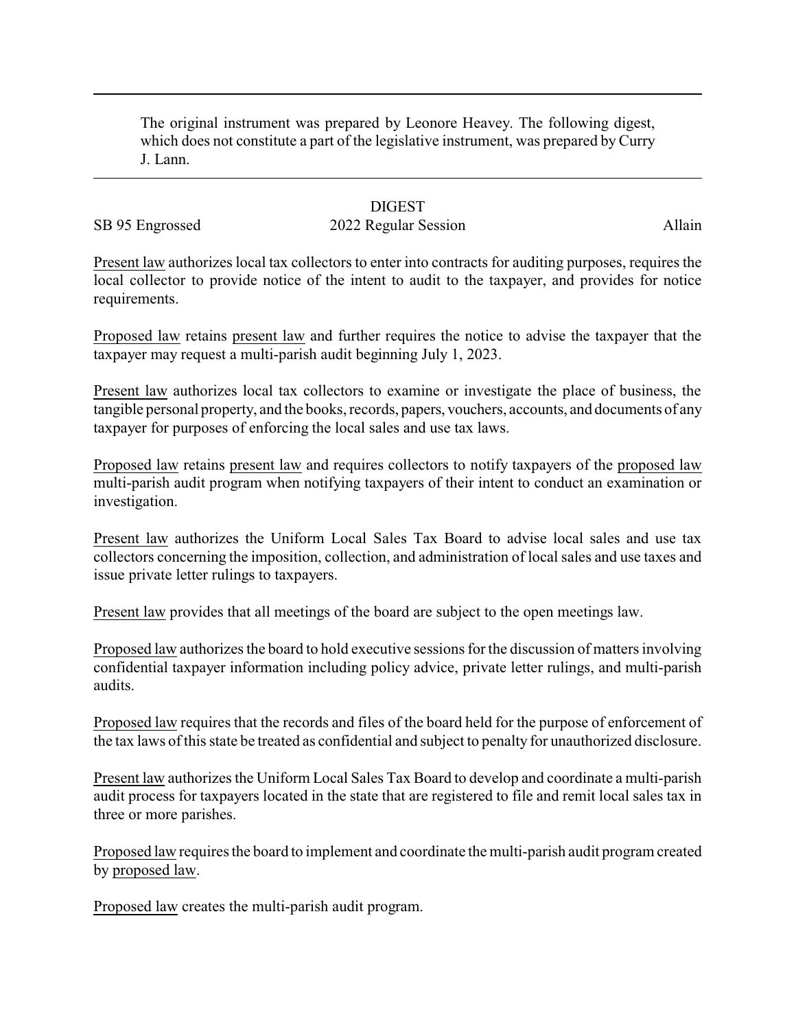The original instrument was prepared by Leonore Heavey. The following digest, which does not constitute a part of the legislative instrument, was prepared by Curry J. Lann.

DIGEST

SB 95 Engrossed | 2022 Regular Session | Allain

Present law authorizes local tax collectors to enter into contracts for auditing purposes, requires the local collector to provide notice of the intent to audit to the taxpayer, and provides for notice requirements.

Proposed law retains present law and further requires the notice to advise the taxpayer that the taxpayer may request a multi-parish audit beginning July 1, 2023.

Present law authorizes local tax collectors to examine or investigate the place of business, the tangible personal property, and the books, records, papers, vouchers, accounts, and documents of any taxpayer for purposes of enforcing the local sales and use tax laws.

Proposed law retains present law and requires collectors to notify taxpayers of the proposed law multi-parish audit program when notifying taxpayers of their intent to conduct an examination or investigation.

Present law authorizes the Uniform Local Sales Tax Board to advise local sales and use tax collectors concerning the imposition, collection, and administration of local sales and use taxes and issue private letter rulings to taxpayers.

Present law provides that all meetings of the board are subject to the open meetings law.

Proposed law authorizes the board to hold executive sessions for the discussion of matters involving confidential taxpayer information including policy advice, private letter rulings, and multi-parish audits.

Proposed law requires that the records and files of the board held for the purpose of enforcement of the tax laws of this state be treated as confidential and subject to penalty for unauthorized disclosure.

Present law authorizes the Uniform Local Sales Tax Board to develop and coordinate a multi-parish audit process for taxpayers located in the state that are registered to file and remit local sales tax in three or more parishes.

Proposed law requires the board to implement and coordinate the multi-parish audit program created by proposed law.

Proposed law creates the multi-parish audit program.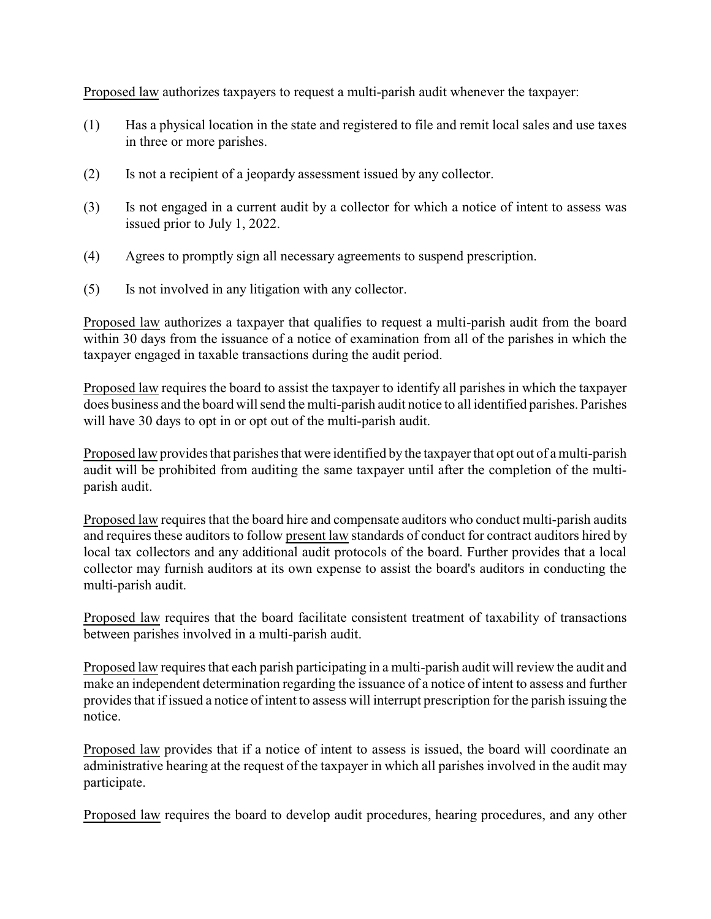Proposed law authorizes taxpayers to request a multi-parish audit whenever the taxpayer:

(1) Has a physical location in the state and registered to file and remit local sales and use taxes in three or more parishes.

(2) Is not a recipient of a jeopardy assessment issued by any collector.

(3) Is not engaged in a current audit by a collector for which a notice of intent to assess was issued prior to July 1, 2022.

(4) Agrees to promptly sign all necessary agreements to suspend prescription.

(5) Is not involved in any litigation with any collector.

Proposed law authorizes a taxpayer that qualifies to request a multi-parish audit from the board within 30 days from the issuance of a notice of examination from all of the parishes in which the taxpayer engaged in taxable transactions during the audit period.

Proposed law requires the board to assist the taxpayer to identify all parishes in which the taxpayer does business and the board will send the multi-parish audit notice to all identified parishes. Parishes will have 30 days to opt in or opt out of the multi-parish audit.

Proposed law provides that parishes that were identified by the taxpayer that opt out of a multi-parish audit will be prohibited from auditing the same taxpayer until after the completion of the multi-parish audit.

Proposed law requires that the board hire and compensate auditors who conduct multi-parish audits and requires these auditors to follow present law standards of conduct for contract auditors hired by local tax collectors and any additional audit protocols of the board. Further provides that a local collector may furnish auditors at its own expense to assist the board's auditors in conducting the multi-parish audit.

Proposed law requires that the board facilitate consistent treatment of taxability of transactions between parishes involved in a multi-parish audit.

Proposed law requires that each parish participating in a multi-parish audit will review the audit and make an independent determination regarding the issuance of a notice of intent to assess and further provides that if issued a notice of intent to assess will interrupt prescription for the parish issuing the notice.

Proposed law provides that if a notice of intent to assess is issued, the board will coordinate an administrative hearing at the request of the taxpayer in which all parishes involved in the audit may participate.

Proposed law requires the board to develop audit procedures, hearing procedures, and any other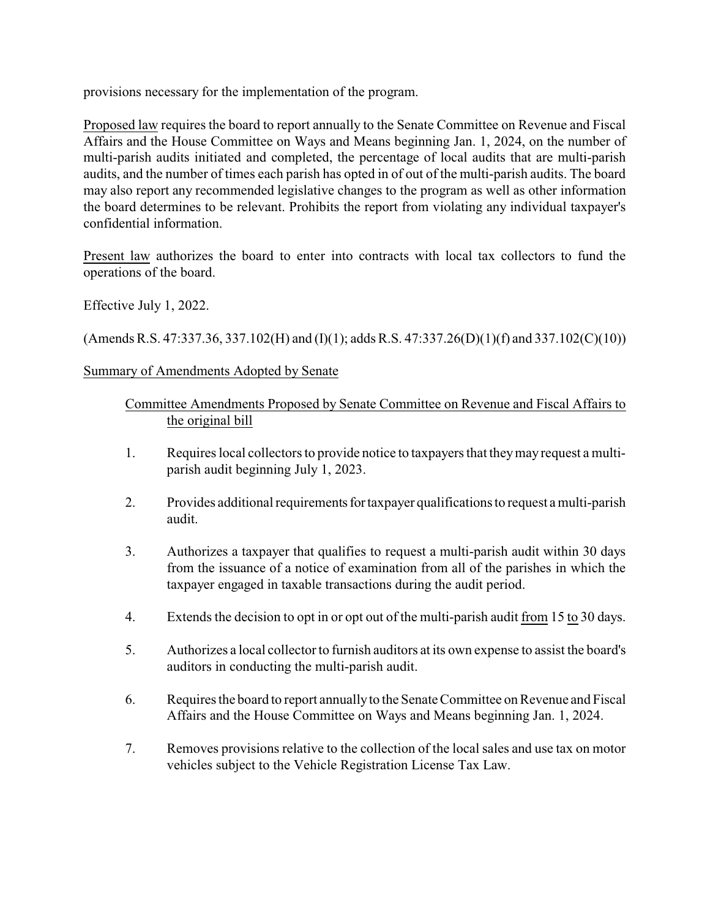provisions necessary for the implementation of the program.

<u>Proposed law</u> requires the board to report annually to the Senate Committee on Revenue and Fiscal Affairs and the House Committee on Ways and Means beginning Jan. 1, 2024, on the number of multi-parish audits initiated and completed, the percentage of local audits that are multi-parish audits, and the number of times each parish has opted in of out of the multi-parish audits. The board may also report any recommended legislative changes to the program as well as other information the board determines to be relevant. Prohibits the report from violating any individual taxpayer's confidential information.

<u>Present law</u> authorizes the board to enter into contracts with local tax collectors to fund the operations of the board.

Effective July 1, 2022.

(Amends R.S. 47:337.36, 337.102(H) and (I)(1); adds R.S. 47:337.26(D)(1)(f) and 337.102(C)(10))

<u>Summary of Amendments Adopted by Senate</u>

<u>Committee Amendments Proposed by Senate Committee on Revenue and Fiscal Affairs to the original bill</u>

1. Requires local collectors to provide notice to taxpayers that they may request a multi-parish audit beginning July 1, 2023.

2. Provides additional requirements for taxpayer qualifications to request a multi-parish audit.

3. Authorizes a taxpayer that qualifies to request a multi-parish audit within 30 days from the issuance of a notice of examination from all of the parishes in which the taxpayer engaged in taxable transactions during the audit period.

4. Extends the decision to opt in or opt out of the multi-parish audit <u>from</u> 15 <u>to</u> 30 days.

5. Authorizes a local collector to furnish auditors at its own expense to assist the board's auditors in conducting the multi-parish audit.

6. Requires the board to report annually to the Senate Committee on Revenue and Fiscal Affairs and the House Committee on Ways and Means beginning Jan. 1, 2024.

7. Removes provisions relative to the collection of the local sales and use tax on motor vehicles subject to the Vehicle Registration License Tax Law.